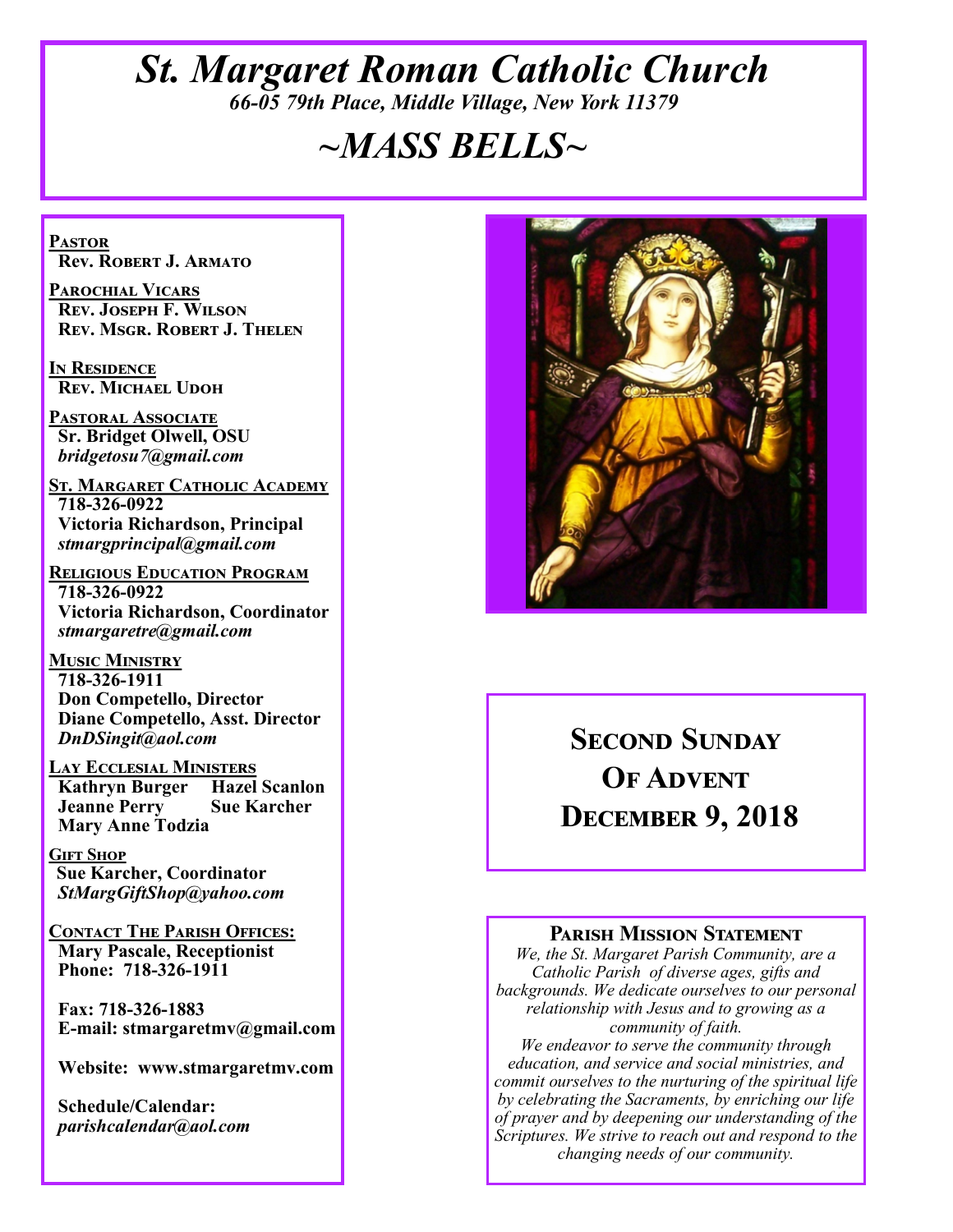# St. Margaret Roman Catholic Church

*66-05 79th Place, Middle Village, New York 11379*

# *~MASS BELLS~*

**PASTOR**
**Rev. Robert J. Armato**

**PAROCHIAL VICARS**
**Rev. Joseph F. Wilson**
**Rev. Msgr. Robert J. Thelen**

**IN RESIDENCE**
**Rev. Michael Udoh**

**PASTORAL ASSOCIATE**
**Sr. Bridget Olwell, OSU**
***bridgetosu7@gmail.com***

**ST. MARGARET CATHOLIC ACADEMY**
**718-326-0922**
**Victoria Richardson, Principal**
***stmargprincipal@gmail.com***

**RELIGIOUS EDUCATION PROGRAM**
**718-326-0922**
**Victoria Richardson, Coordinator**
***stmargaretre@gmail.com***

**MUSIC MINISTRY**
**718-326-1911**
**Don Competello, Director**
**Diane Competello, Asst. Director**
***DnDSingit@aol.com***

**LAY ECCLESIAL MINISTERS**
**Kathryn Burger Hazel Scanlon**
**Jeanne Perry Sue Karcher**
**Mary Anne Todzia**

**GIFT SHOP**
**Sue Karcher, Coordinator**
***StMargGiftShop@yahoo.com***

**CONTACT THE PARISH OFFICES:**
**Mary Pascale, Receptionist**
**Phone: 718-326-1911**

**Fax: 718-326-1883**
**E-mail: stmargaretmv@gmail.com**

**Website: www.stmargaretmv.com**

**Schedule/Calendar:**
***parishcalendar@aol.com***

## Second Sunday Of Advent December 9, 2018

### Parish Mission Statement

*We, the St. Margaret Parish Community, are a Catholic Parish of diverse ages, gifts and backgrounds. We dedicate ourselves to our personal relationship with Jesus and to growing as a community of faith.*
*We endeavor to serve the community through education, and service and social ministries, and commit ourselves to the nurturing of the spiritual life by celebrating the Sacraments, by enriching our life of prayer and by deepening our understanding of the Scriptures. We strive to reach out and respond to the changing needs of our community.*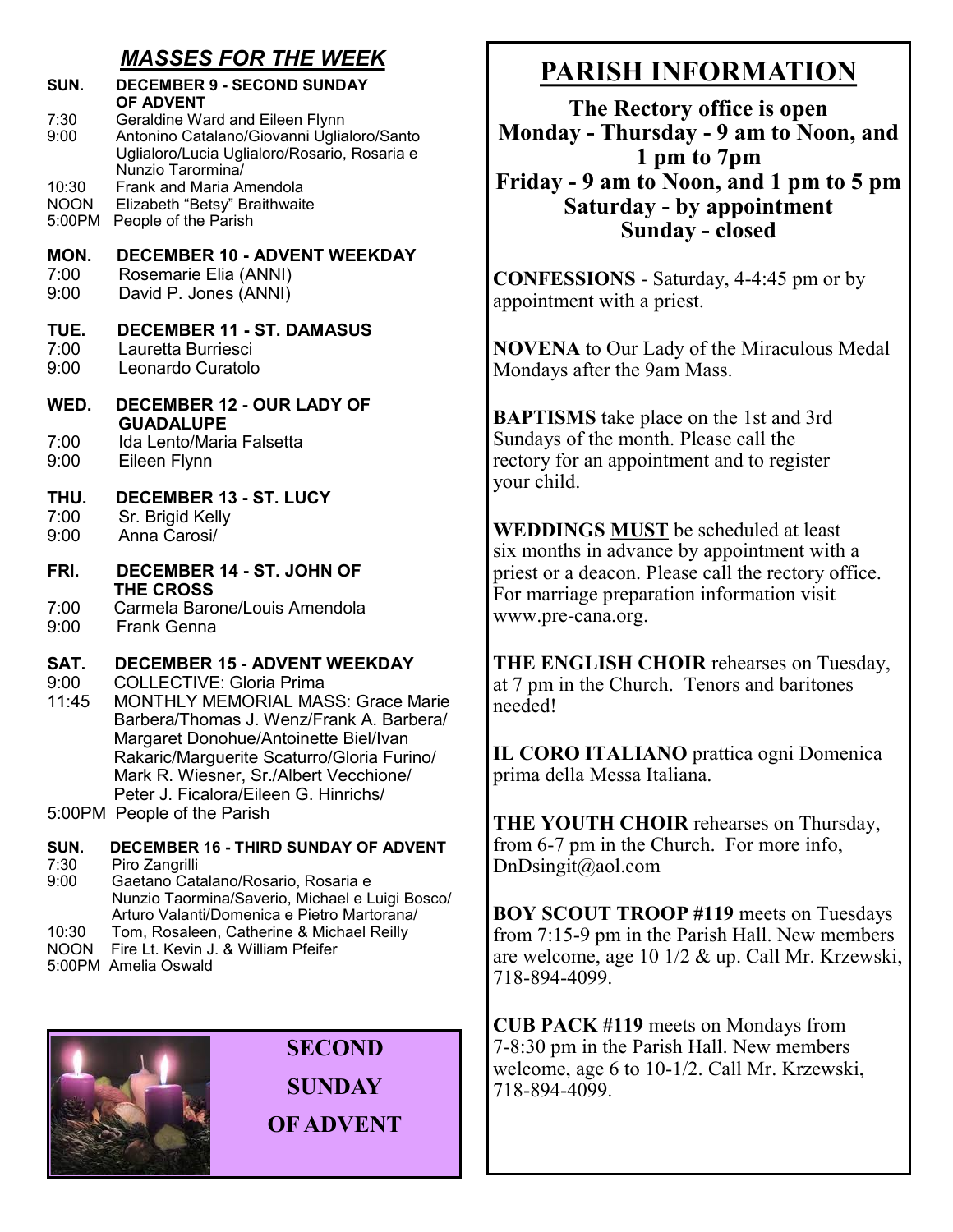## *MASSES FOR THE WEEK*

**SUN. DECEMBER 9 - SECOND SUNDAY OF ADVENT**
- 7:30 Geraldine Ward and Eileen Flynn
- 9:00 Antonino Catalano/Giovanni Uglialoro/Santo Uglialoro/Lucia Uglialoro/Rosario, Rosaria e Nunzio Tarormina/
- 10:30 Frank and Maria Amendola
- NOON Elizabeth "Betsy" Braithwaite
- 5:00PM People of the Parish

**MON. DECEMBER 10 - ADVENT WEEKDAY**
- 7:00 Rosemarie Elia (ANNI)
- 9:00 David P. Jones (ANNI)

**TUE. DECEMBER 11 - ST. DAMASUS**
- 7:00 Lauretta Burriesci
- 9:00 Leonardo Curatolo

**WED. DECEMBER 12 - OUR LADY OF GUADALUPE**
- 7:00 Ida Lento/Maria Falsetta
- 9:00 Eileen Flynn

**THU. DECEMBER 13 - ST. LUCY**
- 7:00 Sr. Brigid Kelly
- 9:00 Anna Carosi/

**FRI. DECEMBER 14 - ST. JOHN OF THE CROSS**
- 7:00 Carmela Barone/Louis Amendola
- 9:00 Frank Genna

**SAT. DECEMBER 15 - ADVENT WEEKDAY**
- 9:00 COLLECTIVE: Gloria Prima
- 11:45 MONTHLY MEMORIAL MASS: Grace Marie Barbera/Thomas J. Wenz/Frank A. Barbera/ Margaret Donohue/Antoinette Biel/Ivan Rakaric/Marguerite Scaturro/Gloria Furino/ Mark R. Wiesner, Sr./Albert Vecchione/ Peter J. Ficalora/Eileen G. Hinrichs/
- 5:00PM People of the Parish

**SUN. DECEMBER 16 - THIRD SUNDAY OF ADVENT**
- 7:30 Piro Zangrilli
- 9:00 Gaetano Catalano/Rosario, Rosaria e Nunzio Taormina/Saverio, Michael e Luigi Bosco/ Arturo Valanti/Domenica e Pietro Martorana/
- 10:30 Tom, Rosaleen, Catherine & Michael Reilly
- NOON Fire Lt. Kevin J. & William Pfeifer
- 5:00PM Amelia Oswald

**SECOND SUNDAY OF ADVENT**

# PARISH INFORMATION

**The Rectory office is open**
**Monday - Thursday - 9 am to Noon, and 1 pm to 7pm**
**Friday - 9 am to Noon, and 1 pm to 5 pm**
**Saturday - by appointment**
**Sunday - closed**

**CONFESSIONS** - Saturday, 4-4:45 pm or by appointment with a priest.

**NOVENA** to Our Lady of the Miraculous Medal Mondays after the 9am Mass.

**BAPTISMS** take place on the 1st and 3rd Sundays of the month. Please call the rectory for an appointment and to register your child.

**WEDDINGS <u>MUST</u>** be scheduled at least six months in advance by appointment with a priest or a deacon. Please call the rectory office. For marriage preparation information visit www.pre-cana.org.

**THE ENGLISH CHOIR** rehearses on Tuesday, at 7 pm in the Church. Tenors and baritones needed!

**IL CORO ITALIANO** prattica ogni Domenica prima della Messa Italiana.

**THE YOUTH CHOIR** rehearses on Thursday, from 6-7 pm in the Church. For more info, DnDsingit@aol.com

**BOY SCOUT TROOP #119** meets on Tuesdays from 7:15-9 pm in the Parish Hall. New members are welcome, age 10 1/2 & up. Call Mr. Krzewski, 718-894-4099.

**CUB PACK #119** meets on Mondays from 7-8:30 pm in the Parish Hall. New members welcome, age 6 to 10-1/2. Call Mr. Krzewski, 718-894-4099.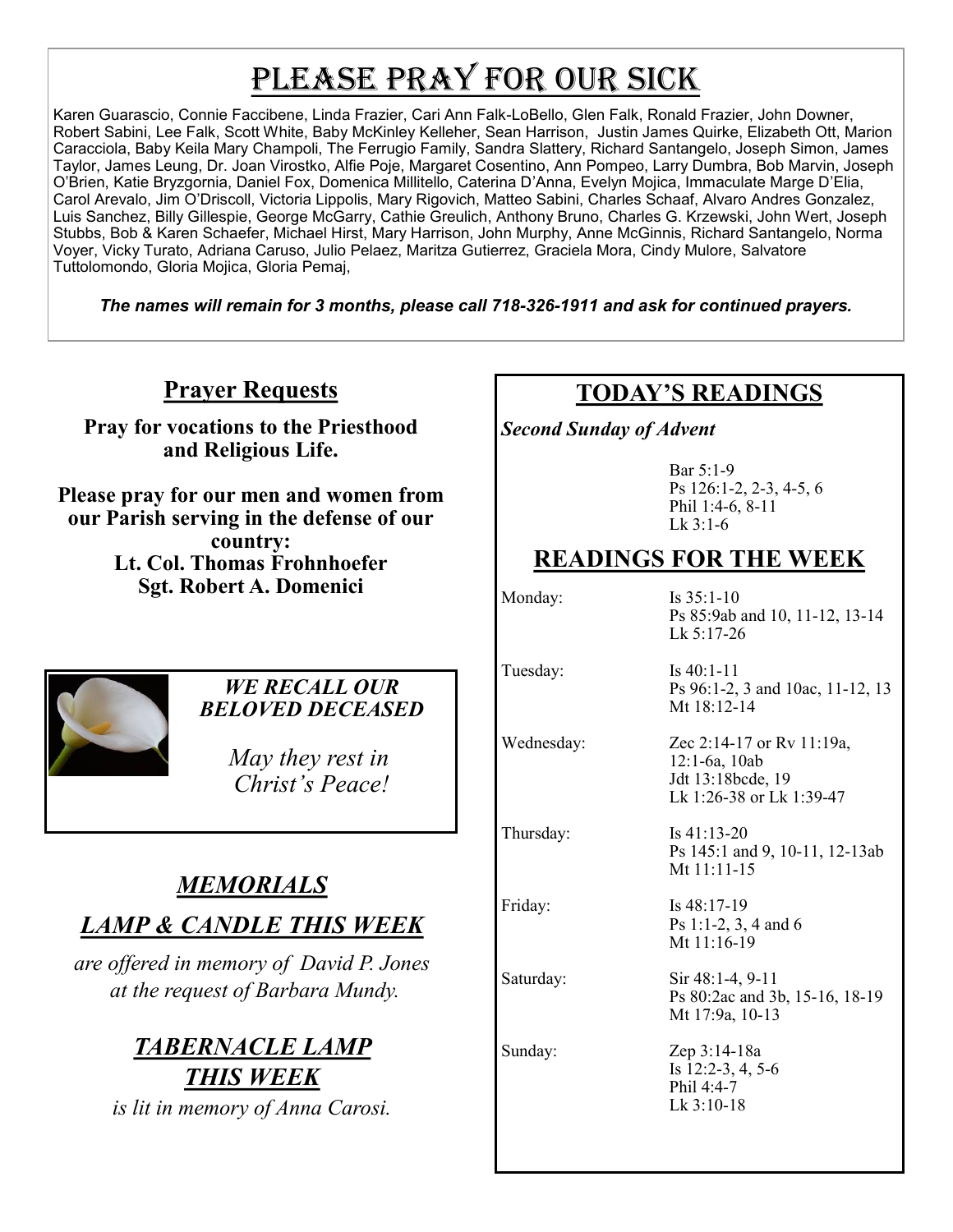# Please Pray for Our Sick

Karen Guarascio, Connie Faccibene, Linda Frazier, Cari Ann Falk-LoBello, Glen Falk, Ronald Frazier, John Downer, Robert Sabini, Lee Falk, Scott White, Baby McKinley Kelleher, Sean Harrison, Justin James Quirke, Elizabeth Ott, Marion Caracciola, Baby Keila Mary Champoli, The Ferrugio Family, Sandra Slattery, Richard Santangelo, Joseph Simon, James Taylor, James Leung, Dr. Joan Virostko, Alfie Poje, Margaret Cosentino, Ann Pompeo, Larry Dumbra, Bob Marvin, Joseph O'Brien, Katie Bryzgornia, Daniel Fox, Domenica Millitello, Caterina D'Anna, Evelyn Mojica, Immaculate Marge D'Elia, Carol Arevalo, Jim O'Driscoll, Victoria Lippolis, Mary Rigovich, Matteo Sabini, Charles Schaaf, Alvaro Andres Gonzalez, Luis Sanchez, Billy Gillespie, George McGarry, Cathie Greulich, Anthony Bruno, Charles G. Krzewski, John Wert, Joseph Stubbs, Bob & Karen Schaefer, Michael Hirst, Mary Harrison, John Murphy, Anne McGinnis, Richard Santangelo, Norma Voyer, Vicky Turato, Adriana Caruso, Julio Pelaez, Maritza Gutierrez, Graciela Mora, Cindy Mulore, Salvatore Tuttolomondo, Gloria Mojica, Gloria Pemaj,

***The names will remain for 3 months, please call 718-326-1911 and ask for continued prayers.***

## Prayer Requests

**Pray for vocations to the Priesthood and Religious Life.**

**Please pray for our men and women from our Parish serving in the defense of our country:**
**Lt. Col. Thomas Frohnhoefer**
**Sgt. Robert A. Domenici**

***WE RECALL OUR BELOVED DECEASED***

*May they rest in Christ's Peace!*

## *MEMORIALS*

## *LAMP & CANDLE THIS WEEK*

*are offered in memory of David P. Jones at the request of Barbara Mundy.*

## *TABERNACLE LAMP THIS WEEK*

*is lit in memory of Anna Carosi.*

## TODAY'S READINGS

***Second Sunday of Advent***

Bar 5:1-9
Ps 126:1-2, 2-3, 4-5, 6
Phil 1:4-6, 8-11
Lk 3:1-6

## READINGS FOR THE WEEK

| | |
|---|---|
| Monday: | Is 35:1-10<br>Ps 85:9ab and 10, 11-12, 13-14<br>Lk 5:17-26 |
| Tuesday: | Is 40:1-11<br>Ps 96:1-2, 3 and 10ac, 11-12, 13<br>Mt 18:12-14 |
| Wednesday: | Zec 2:14-17 or Rv 11:19a, 12:1-6a, 10ab<br>Jdt 13:18bcde, 19<br>Lk 1:26-38 or Lk 1:39-47 |
| Thursday: | Is 41:13-20<br>Ps 145:1 and 9, 10-11, 12-13ab<br>Mt 11:11-15 |
| Friday: | Is 48:17-19<br>Ps 1:1-2, 3, 4 and 6<br>Mt 11:16-19 |
| Saturday: | Sir 48:1-4, 9-11<br>Ps 80:2ac and 3b, 15-16, 18-19<br>Mt 17:9a, 10-13 |
| Sunday: | Zep 3:14-18a<br>Is 12:2-3, 4, 5-6<br>Phil 4:4-7<br>Lk 3:10-18 |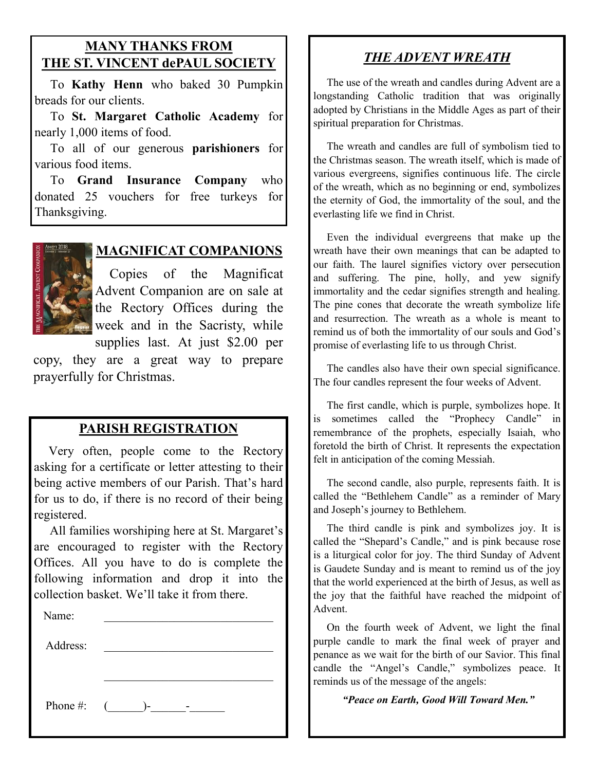## MANY THANKS FROM THE ST. VINCENT dePAUL SOCIETY

To **Kathy Henn** who baked 30 Pumpkin breads for our clients.

To **St. Margaret Catholic Academy** for nearly 1,000 items of food.

To all of our generous **parishioners** for various food items.

To **Grand Insurance Company** who donated 25 vouchers for free turkeys for Thanksgiving.

## MAGNIFICAT COMPANIONS

Copies of the Magnificat Advent Companion are on sale at the Rectory Offices during the week and in the Sacristy, while supplies last. At just $2.00 per copy, they are a great way to prepare prayerfully for Christmas.

## PARISH REGISTRATION

Very often, people come to the Rectory asking for a certificate or letter attesting to their being active members of our Parish. That's hard for us to do, if there is no record of their being registered.

All families worshiping here at St. Margaret's are encouraged to register with the Rectory Offices. All you have to do is complete the following information and drop it into the collection basket. We'll take it from there.

Name: ______________________________

Address: ______________________________

______________________________

Phone #: (______)-______-______

## *THE ADVENT WREATH*

The use of the wreath and candles during Advent are a longstanding Catholic tradition that was originally adopted by Christians in the Middle Ages as part of their spiritual preparation for Christmas.

The wreath and candles are full of symbolism tied to the Christmas season. The wreath itself, which is made of various evergreens, signifies continuous life. The circle of the wreath, which as no beginning or end, symbolizes the eternity of God, the immortality of the soul, and the everlasting life we find in Christ.

Even the individual evergreens that make up the wreath have their own meanings that can be adapted to our faith. The laurel signifies victory over persecution and suffering. The pine, holly, and yew signify immortality and the cedar signifies strength and healing. The pine cones that decorate the wreath symbolize life and resurrection. The wreath as a whole is meant to remind us of both the immortality of our souls and God's promise of everlasting life to us through Christ.

The candles also have their own special significance. The four candles represent the four weeks of Advent.

The first candle, which is purple, symbolizes hope. It is sometimes called the "Prophecy Candle" in remembrance of the prophets, especially Isaiah, who foretold the birth of Christ. It represents the expectation felt in anticipation of the coming Messiah.

The second candle, also purple, represents faith. It is called the "Bethlehem Candle" as a reminder of Mary and Joseph's journey to Bethlehem.

The third candle is pink and symbolizes joy. It is called the "Shepard's Candle," and is pink because rose is a liturgical color for joy. The third Sunday of Advent is Gaudete Sunday and is meant to remind us of the joy that the world experienced at the birth of Jesus, as well as the joy that the faithful have reached the midpoint of Advent.

On the fourth week of Advent, we light the final purple candle to mark the final week of prayer and penance as we wait for the birth of our Savior. This final candle the "Angel's Candle," symbolizes peace. It reminds us of the message of the angels:

***"Peace on Earth, Good Will Toward Men."***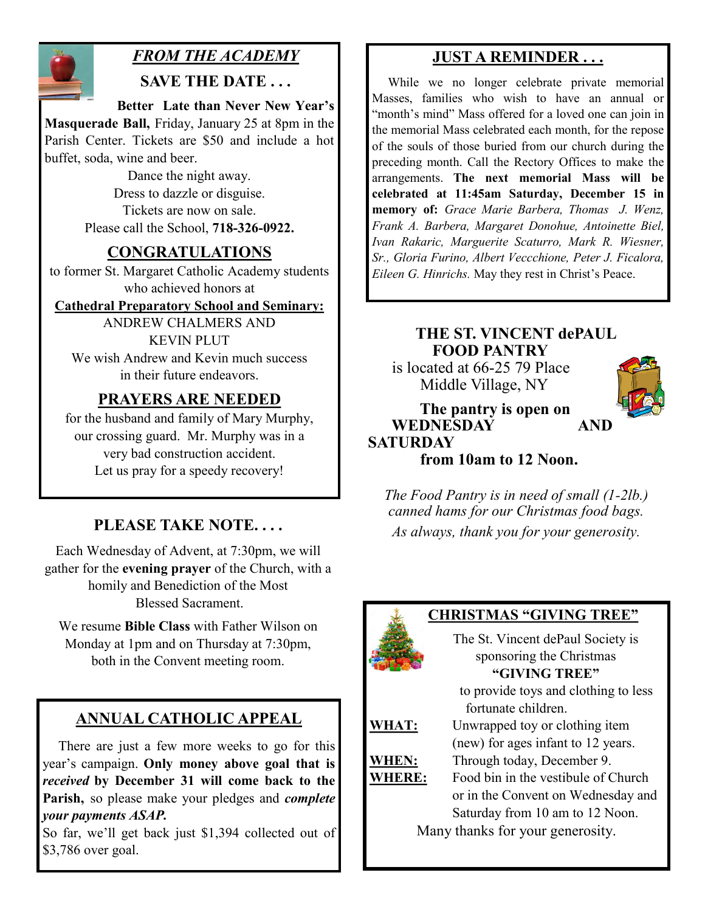## *FROM THE ACADEMY*

### SAVE THE DATE . . .

**Better Late than Never New Year's Masquerade Ball,** Friday, January 25 at 8pm in the Parish Center. Tickets are $50 and include a hot buffet, soda, wine and beer.

Dance the night away.
Dress to dazzle or disguise.
Tickets are now on sale.
Please call the School, **718-326-0922.**

### CONGRATULATIONS

to former St. Margaret Catholic Academy students who achieved honors at

**Cathedral Preparatory School and Seminary:**

ANDREW CHALMERS AND
KEVIN PLUT

We wish Andrew and Kevin much success in their future endeavors.

### PRAYERS ARE NEEDED

for the husband and family of Mary Murphy, our crossing guard. Mr. Murphy was in a very bad construction accident.
Let us pray for a speedy recovery!

## PLEASE TAKE NOTE. . . .

Each Wednesday of Advent, at 7:30pm, we will gather for the **evening prayer** of the Church, with a homily and Benediction of the Most Blessed Sacrament.

We resume **Bible Class** with Father Wilson on Monday at 1pm and on Thursday at 7:30pm, both in the Convent meeting room.

## ANNUAL CATHOLIC APPEAL

There are just a few more weeks to go for this year's campaign. **Only money above goal that is *received* by December 31 will come back to the Parish,** so please make your pledges and ***complete your payments ASAP.***

So far, we'll get back just $1,394 collected out of $3,786 over goal.

## JUST A REMINDER . . .

While we no longer celebrate private memorial Masses, families who wish to have an annual or "month's mind" Mass offered for a loved one can join in the memorial Mass celebrated each month, for the repose of the souls of those buried from our church during the preceding month. Call the Rectory Offices to make the arrangements. **The next memorial Mass will be celebrated at 11:45am Saturday, December 15 in memory of:** *Grace Marie Barbera, Thomas J. Wenz, Frank A. Barbera, Margaret Donohue, Antoinette Biel, Ivan Rakaric, Marguerite Scaturro, Mark R. Wiesner, Sr., Gloria Furino, Albert Veccchione, Peter J. Ficalora, Eileen G. Hinrichs.* May they rest in Christ's Peace.

## THE ST. VINCENT dePAUL FOOD PANTRY

is located at 66-25 79 Place
Middle Village, NY

**The pantry is open on WEDNESDAY AND SATURDAY from 10am to 12 Noon.**

*The Food Pantry is in need of small (1-2lb.) canned hams for our Christmas food bags.*
*As always, thank you for your generosity.*

## CHRISTMAS "GIVING TREE"

The St. Vincent dePaul Society is sponsoring the Christmas **"GIVING TREE"** to provide toys and clothing to less fortunate children.

**WHAT:** Unwrapped toy or clothing item (new) for ages infant to 12 years.

**WHEN:** Through today, December 9.

**WHERE:** Food bin in the vestibule of Church or in the Convent on Wednesday and Saturday from 10 am to 12 Noon.

Many thanks for your generosity.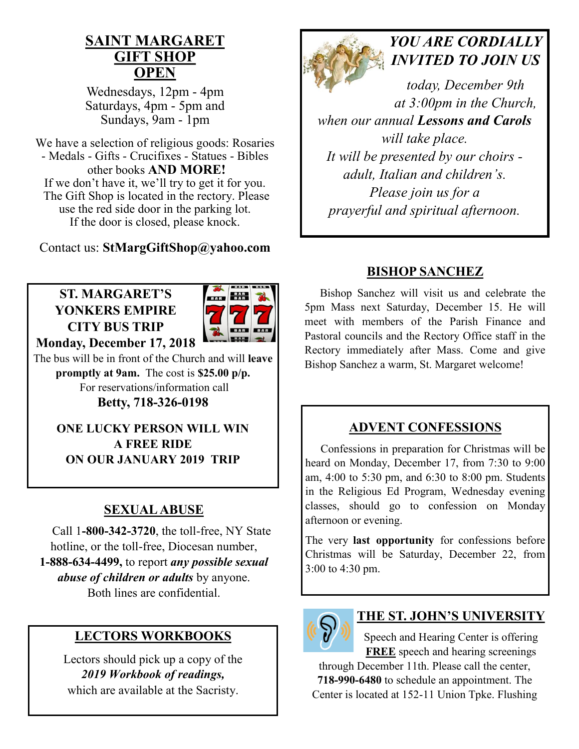## SAINT MARGARET GIFT SHOP OPEN

Wednesdays, 12pm - 4pm
Saturdays, 4pm - 5pm and
Sundays, 9am - 1pm

We have a selection of religious goods: Rosaries - Medals - Gifts - Crucifixes - Statues - Bibles other books **AND MORE!**
If we don't have it, we'll try to get it for you.
The Gift Shop is located in the rectory. Please use the red side door in the parking lot.
If the door is closed, please knock.

Contact us: **StMargGiftShop@yahoo.com**

## ST. MARGARET'S YONKERS EMPIRE CITY BUS TRIP

**Monday, December 17, 2018**

The bus will be in front of the Church and will **leave promptly at 9am.** The cost is **$25.00 p/p.**
For reservations/information call
**Betty, 718-326-0198**

**ONE LUCKY PERSON WILL WIN A FREE RIDE ON OUR JANUARY 2019 TRIP**

## SEXUAL ABUSE

Call **1-800-342-3720**, the toll-free, NY State hotline, or the toll-free, Diocesan number, **1-888-634-4499,** to report ***any possible sexual abuse of children or adults*** by anyone. Both lines are confidential.

## LECTORS WORKBOOKS

Lectors should pick up a copy of the ***2019 Workbook of readings,*** which are available at the Sacristy.

## *YOU ARE CORDIALLY INVITED TO JOIN US*

*today, December 9th at 3:00pm in the Church, when our annual **Lessons and Carols** will take place.*
*It will be presented by our choirs - adult, Italian and children's.*
*Please join us for a prayerful and spiritual afternoon.*

## BISHOP SANCHEZ

Bishop Sanchez will visit us and celebrate the 5pm Mass next Saturday, December 15. He will meet with members of the Parish Finance and Pastoral councils and the Rectory Office staff in the Rectory immediately after Mass. Come and give Bishop Sanchez a warm, St. Margaret welcome!

## ADVENT CONFESSIONS

Confessions in preparation for Christmas will be heard on Monday, December 17, from 7:30 to 9:00 am, 4:00 to 5:30 pm, and 6:30 to 8:00 pm. Students in the Religious Ed Program, Wednesday evening classes, should go to confession on Monday afternoon or evening.

The very **last opportunity** for confessions before Christmas will be Saturday, December 22, from 3:00 to 4:30 pm.

## THE ST. JOHN'S UNIVERSITY

Speech and Hearing Center is offering **FREE** speech and hearing screenings through December 11th. Please call the center, **718-990-6480** to schedule an appointment. The Center is located at 152-11 Union Tpke. Flushing